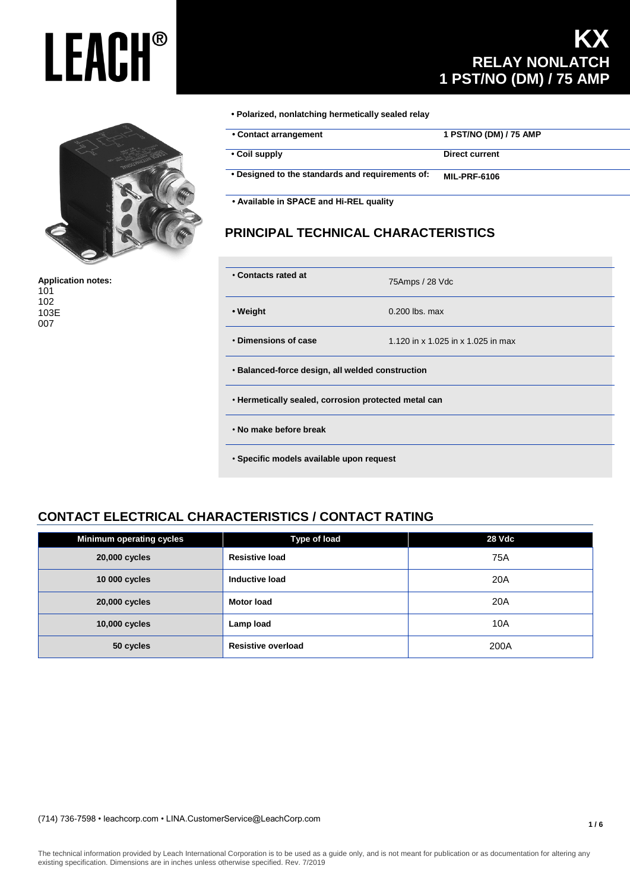# LEACH®

# KX
## RELAY NONLATCH
## 1 PST/NO (DM) / 75 AMP

- **Polarized, nonlatching hermetically sealed relay**

| | |
|---|---|
| **• Contact arrangement** | **1 PST/NO (DM) / 75 AMP** |
| **• Coil supply** | **Direct current** |
| **• Designed to the standards and requirements of:** | **MIL-PRF-6106** |

- **Available in SPACE and Hi-REL quality**

**Application notes:**
101
102
103E
007

## PRINCIPAL TECHNICAL CHARACTERISTICS

| | |
|---|---|
| **• Contacts rated at** | 75Amps / 28 Vdc |
| **• Weight** | 0.200 lbs. max |
| **• Dimensions of case** | 1.120 in x 1.025 in x 1.025 in max |

- **Balanced-force design, all welded construction**
- **Hermetically sealed, corrosion protected metal can**
- **No make before break**
- **Specific models available upon request**

## CONTACT ELECTRICAL CHARACTERISTICS / CONTACT RATING

| Minimum operating cycles | Type of load | 28 Vdc |
|---|---|---|
| **20,000 cycles** | **Resistive load** | 75A |
| **10 000 cycles** | **Inductive load** | 20A |
| **20,000 cycles** | **Motor load** | 20A |
| **10,000 cycles** | **Lamp load** | 10A |
| **50 cycles** | **Resistive overload** | 200A |

(714) 736-7598 • leachcorp.com • LINA.CustomerService@LeachCorp.com

The technical information provided by Leach International Corporation is to be used as a guide only, and is not meant for publication or as documentation for altering any existing specification. Dimensions are in inches unless otherwise specified. Rev. 7/2019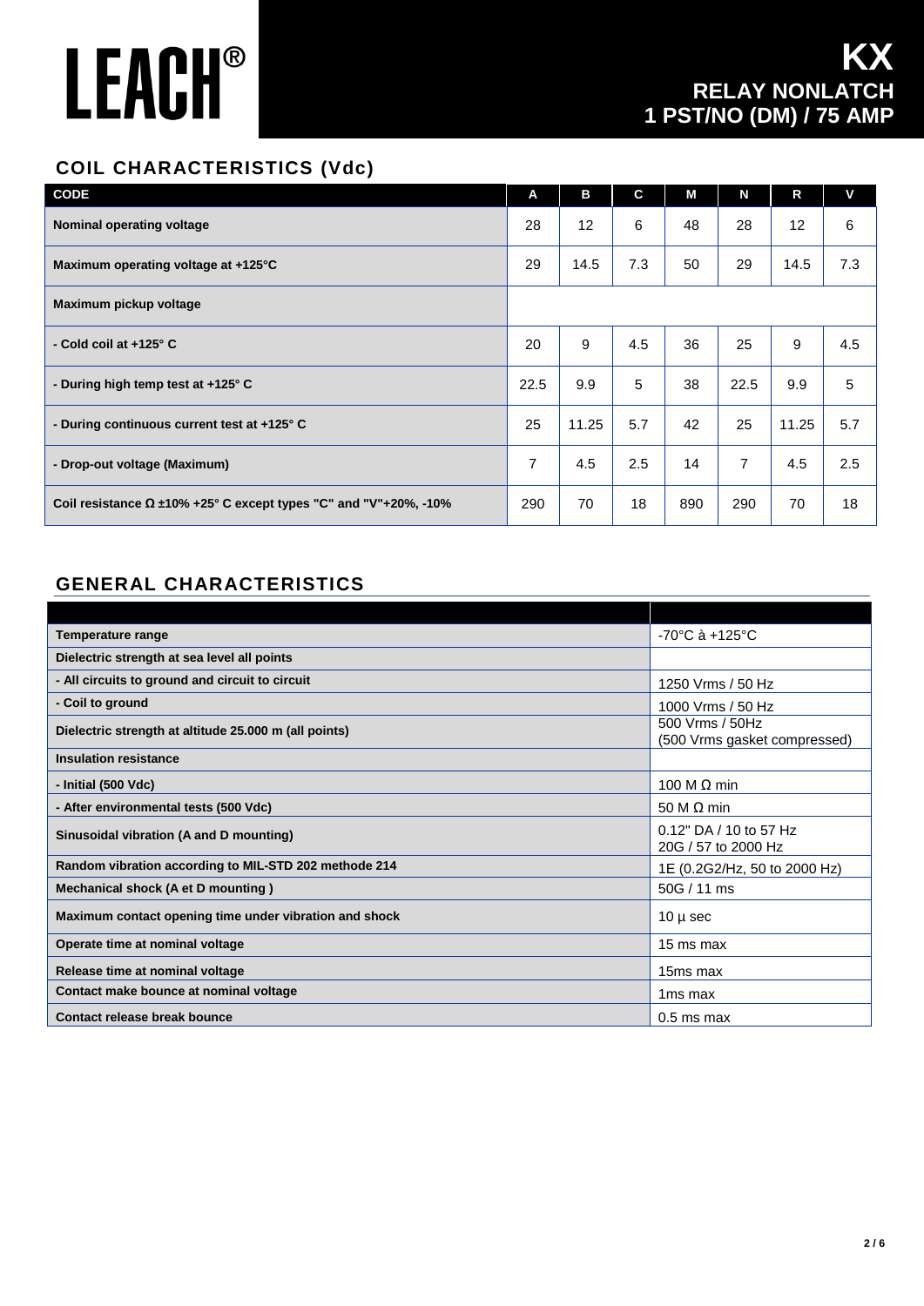# LEACH®

# KX
## RELAY NONLATCH
## 1 PST/NO (DM) / 75 AMP

## COIL CHARACTERISTICS (Vdc)

| CODE | A | B | C | M | N | R | V |
|---|---|---|---|---|---|---|---|
| **Nominal operating voltage** | 28 | 12 | 6 | 48 | 28 | 12 | 6 |
| **Maximum operating voltage at +125°C** | 29 | 14.5 | 7.3 | 50 | 29 | 14.5 | 7.3 |
| **Maximum pickup voltage** | | | | | | | |
| **- Cold coil at +125° C** | 20 | 9 | 4.5 | 36 | 25 | 9 | 4.5 |
| **- During high temp test at +125° C** | 22.5 | 9.9 | 5 | 38 | 22.5 | 9.9 | 5 |
| **- During continuous current test at +125° C** | 25 | 11.25 | 5.7 | 42 | 25 | 11.25 | 5.7 |
| **- Drop-out voltage (Maximum)** | 7 | 4.5 | 2.5 | 14 | 7 | 4.5 | 2.5 |
| **Coil resistance Ω ±10% +25° C except types "C" and "V"+20%, -10%** | 290 | 70 | 18 | 890 | 290 | 70 | 18 |

## GENERAL CHARACTERISTICS

| | |
|---|---|
| **Temperature range** | -70°C à +125°C |
| **Dielectric strength at sea level all points** | |
| **- All circuits to ground and circuit to circuit** | 1250 Vrms / 50 Hz |
| **- Coil to ground** | 1000 Vrms / 50 Hz |
| **Dielectric strength at altitude 25.000 m (all points)** | 500 Vrms / 50Hz (500 Vrms gasket compressed) |
| **Insulation resistance** | |
| **- Initial (500 Vdc)** | 100 M Ω min |
| **- After environmental tests (500 Vdc)** | 50 M Ω min |
| **Sinusoidal vibration (A and D mounting)** | 0.12" DA / 10 to 57 Hz<br>20G / 57 to 2000 Hz |
| **Random vibration according to MIL-STD 202 methode 214** | 1E (0.2G2/Hz, 50 to 2000 Hz) |
| **Mechanical shock (A et D mounting )** | 50G / 11 ms |
| **Maximum contact opening time under vibration and shock** | 10 µ sec |
| **Operate time at nominal voltage** | 15 ms max |
| **Release time at nominal voltage** | 15ms max |
| **Contact make bounce at nominal voltage** | 1ms max |
| **Contact release break bounce** | 0.5 ms max |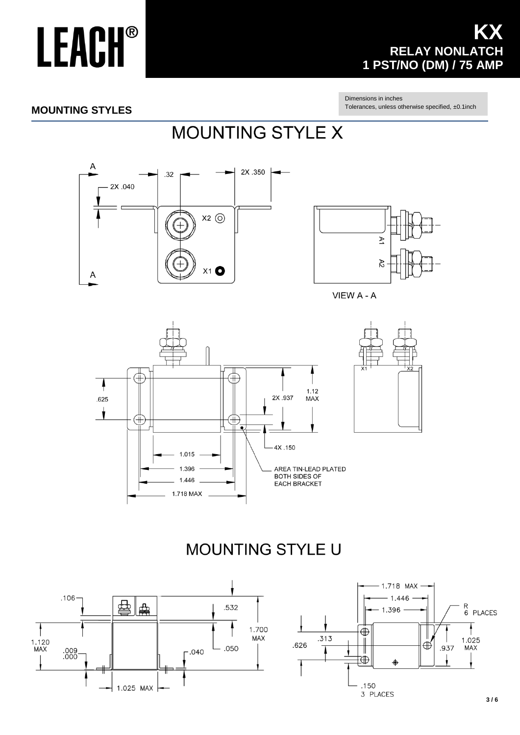# LEACH®

## KX
## RELAY NONLATCH
## 1 PST/NO (DM) / 75 AMP

Dimensions in inches
Tolerances, unless specified otherwise, ±0.1inch

## MOUNTING STYLES

## MOUNTING STYLE X

A
2X .040
.32
2X .350
X2
X1
A
A1
A2
VIEW A - A

.625
2X .937
1.12 MAX
4X .150
1.015
1.396
1.446
1.718 MAX
AREA TIN-LEAD PLATED BOTH SIDES OF EACH BRACKET
X1
X2

## MOUNTING STYLE U

.106
.532
1.700 MAX
1.120 MAX
.009
.000
.040
.050
1.025 MAX

1.718 MAX
1.446
1.396
R 6 PLACES
.313
.626
1.025 MAX
.937
.150 3 PLACES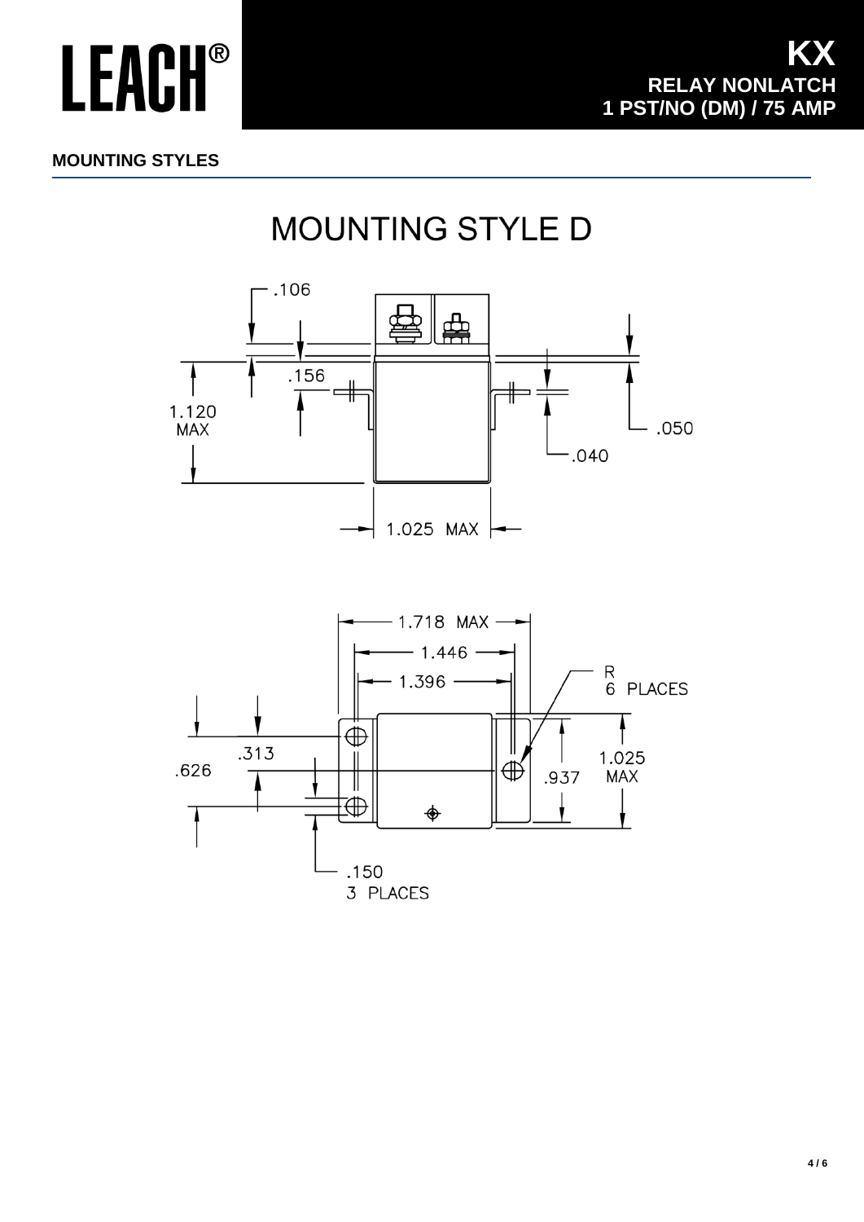# LEACH®

## KX
## RELAY NONLATCH
## 1 PST/NO (DM) / 75 AMP

**MOUNTING STYLES**

## MOUNTING STYLE D

.106

.156

1.120 MAX

.050

.040

1.025 MAX

1.718 MAX

1.446

1.396

R 6 PLACES

.313

.626

.937

1.025 MAX

.150 3 PLACES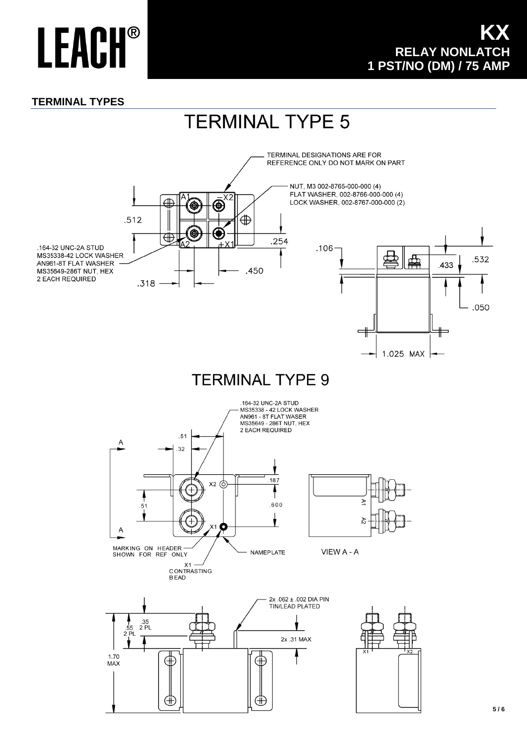# KX

## RELAY NONLATCH
## 1 PST/NO (DM) / 75 AMP

### TERMINAL TYPES

## TERMINAL TYPE 5

TERMINAL DESIGNATIONS ARE FOR REFERENCE ONLY DO NOT MARK ON PART

NUT, M3 002-8765-000-000 (4)
FLAT WASHER, 002-8766-000-000 (4)
LOCK WASHER, 002-8767-000-000 (2)

.164-32 UNC-2A STUD
MS35338-42 LOCK WASHER
AN961-8T FLAT WASHER
MS35649-286T NUT, HEX
2 EACH REQUIRED

A1 −X2 A2 +X1

.512 .254 .450 .318 .106 .433 .532 .050 1.025 MAX

## TERMINAL TYPE 9

.164-32 UNC-2A STUD
MS35338 - 42 LOCK WASHER
AN961 - 8T FLAT WASER
MS35649 - 286T NUT, HEX
2 EACH REQUIRED

.51 .32 .187 .51 .600

X2 X1 A A A1 A2

MARKING ON HEADER SHOWN FOR REF ONLY

NAMEPLATE

VIEW A - A

X1 CONTRASTING BEAD

2x .062 ± .002 DIA PIN TIN/LEAD PLATED

.35 2 PL
.55 2 PL
2x .31 MAX
1.70 MAX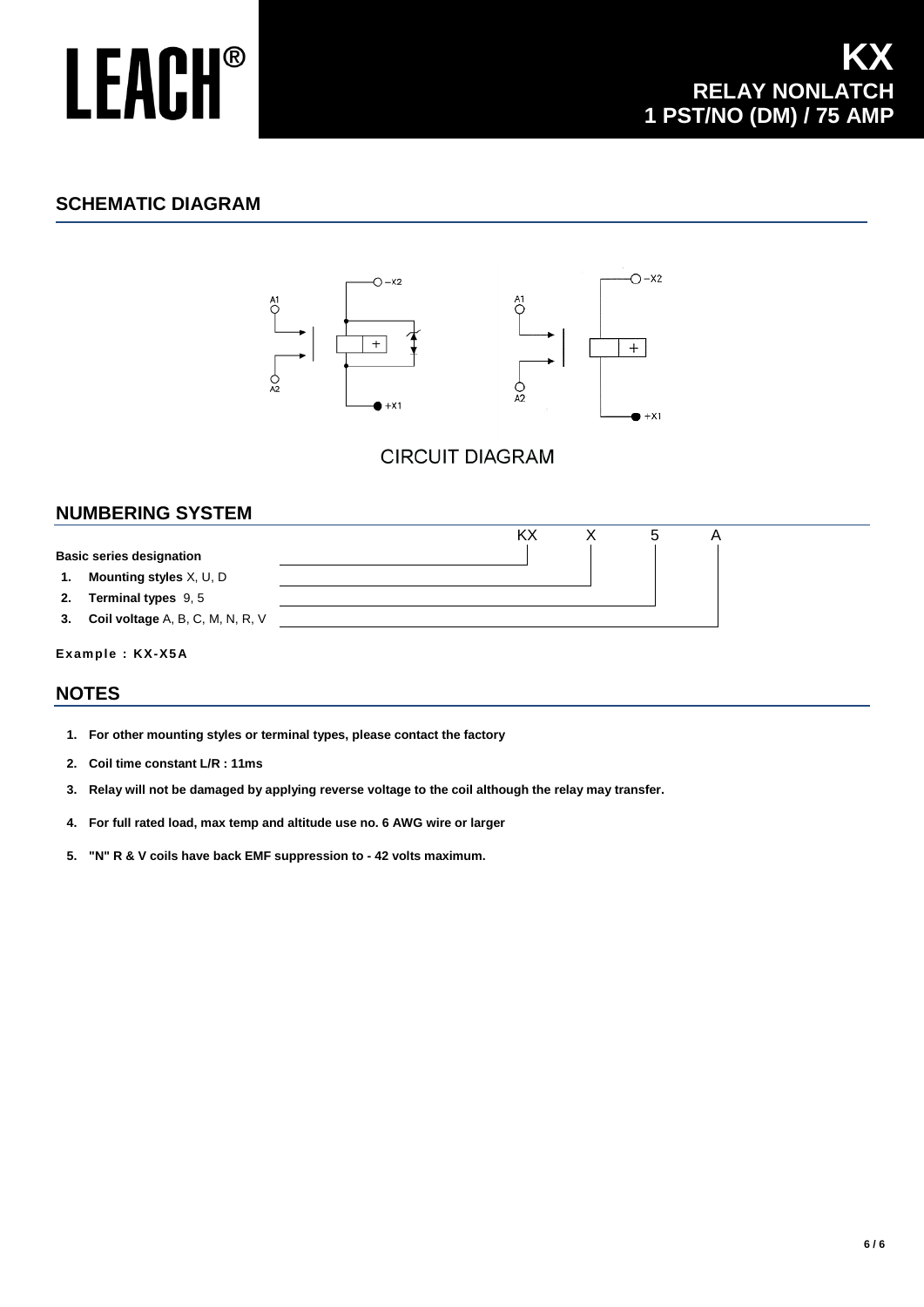# LEACH®

# KX
## RELAY NONLATCH
## 1 PST/NO (DM) / 75 AMP

## SCHEMATIC DIAGRAM

−X2
A1
A2
+X1
+
−X2
A1
A2
+X1
+

CIRCUIT DIAGRAM

## NUMBERING SYSTEM

KX X 5 A

**Basic series designation**

1. **Mounting styles** X, U, D
2. **Terminal types** 9, 5
3. **Coil voltage** A, B, C, M, N, R, V

**Example : KX-X5A**

## NOTES

1. **For other mounting styles or terminal types, please contact the factory**
2. **Coil time constant L/R : 11ms**
3. **Relay will not be damaged by applying reverse voltage to the coil although the relay may transfer.**
4. **For full rated load, max temp and altitude use no. 6 AWG wire or larger**
5. **"N" R & V coils have back EMF suppression to - 42 volts maximum.**